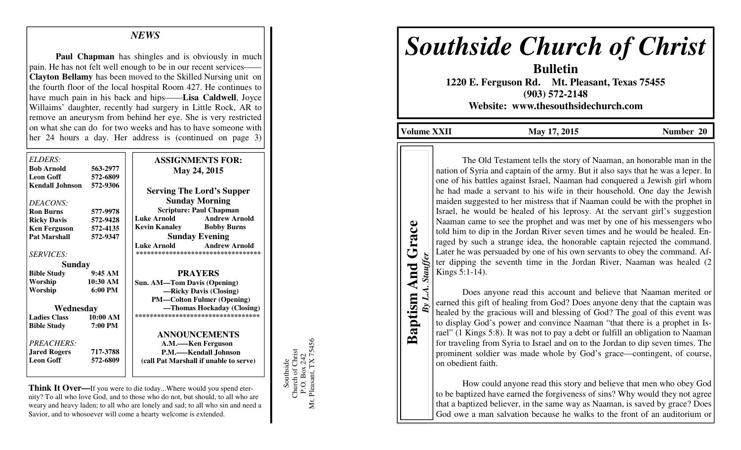## NEWS

**Paul Chapman** has shingles and is obviously in much pain. He has not felt well enough to be in our recent services——**Clayton Bellamy** has been moved to the Skilled Nursing unit on the fourth floor of the local hospital Room 427. He continues to have much pain in his back and hips——**Lisa Caldwell**, Joyce Willaims' daughter, recently had surgery in Little Rock, AR to remove an aneurysm from behind her eye. She is very restricted on what she can do for two weeks and has to have someone with her 24 hours a day. Her address is (continued on page 3)

*ELDERS:*

| | |
|---|---|
| **Bob Arnold** | **563-2977** |
| **Leon Goff** | **572-6809** |
| **Kendall Johnson** | **572-9306** |

*DEACONS:*

| | |
|---|---|
| **Ron Burns** | **577-9978** |
| **Ricky Davis** | **572-9428** |
| **Ken Ferguson** | **572-4135** |
| **Pat Marshall** | **572-9347** |

*SERVICES:*

**Sunday**

| | |
|---|---|
| **Bible Study** | **9:45 AM** |
| **Worship** | **10:30 AM** |
| **Worship** | **6:00 PM** |

**Wednesday**

| | |
|---|---|
| **Ladies Class** | **10:00 AM** |
| **Bible Study** | **7:00 PM** |

*PREACHERS:*

| | |
|---|---|
| **Jared Rogers** | **717-3788** |
| **Leon Goff** | **572-6809** |

**ASSIGNMENTS FOR:**
**May 24, 2015**

**Serving The Lord's Supper**

**Sunday Morning**

**Scripture: Paul Chapman**

| | |
|---|---|
| **Luke Arnold** | **Andrew Arnold** |
| **Kevin Kanaley** | **Bobby Burns** |

**Sunday Evening**

| | |
|---|---|
| **Luke Arnold** | **Andrew Arnold** |

**PRAYERS**

**Sun. AM—Tom Davis (Opening)**
**—Ricky Davis (Closing)**
**PM—Colton Fulmer (Opening)**
**—Thomas Hockaday (Closing)**

**ANNOUNCEMENTS**

**A.M.—–Ken Ferguson**
**P.M.—–Kendall Johnson**
**(call Pat Marshall if unable to serve)**

**Think It Over—**If you were to die today...Where would you spend eternity? To all who love God, and to those who do not, but should, to all who are weary and heavy laden; to all who are lonely and sad; to all who sin and need a Savior, and to whosoever will come a hearty welcome is extended.

Southside
Church of Christ
P.O. Box 242
Mt. Pleasant, TX 75456

# *Southside Church of Christ*

**Bulletin**

**1220 E. Ferguson Rd. Mt. Pleasant, Texas 75455**
**(903) 572-2148**
**Website: www.thesouthsidechurch.com**

**Volume XXII** **May 17, 2015** **Number 20**

## Baptism And Grace

***By L.A. Stauffer***

The Old Testament tells the story of Naaman, an honorable man in the nation of Syria and captain of the army. But it also says that he was a leper. In one of his battles against Israel, Naaman had conquered a Jewish girl whom he had made a servant to his wife in their household. One day the Jewish maiden suggested to her mistress that if Naaman could be with the prophet in Israel, he would be healed of his leprosy. At the servant girl's suggestion Naaman came to see the prophet and was met by one of his messengers who told him to dip in the Jordan River seven times and he would be healed. Enraged by such a strange idea, the honorable captain rejected the command. Later he was persuaded by one of his own servants to obey the command. After dipping the seventh time in the Jordan River, Naaman was healed (2 Kings 5:1-14).

Does anyone read this account and believe that Naaman merited or earned this gift of healing from God? Does anyone deny that the captain was healed by the gracious will and blessing of God? The goal of this event was to display God's power and convince Naaman "that there is a prophet in Israel" (1 Kings 5:8). It was not to pay a debt or fulfill an obligation to Naaman for traveling from Syria to Israel and on to the Jordan to dip seven times. The prominent soldier was made whole by God's grace—contingent, of course, on obedient faith.

How could anyone read this story and believe that men who obey God to be baptized have earned the forgiveness of sins? Why would they not agree that a baptized believer, in the same way as Naaman, is saved by grace? Does God owe a man salvation because he walks to the front of an auditorium or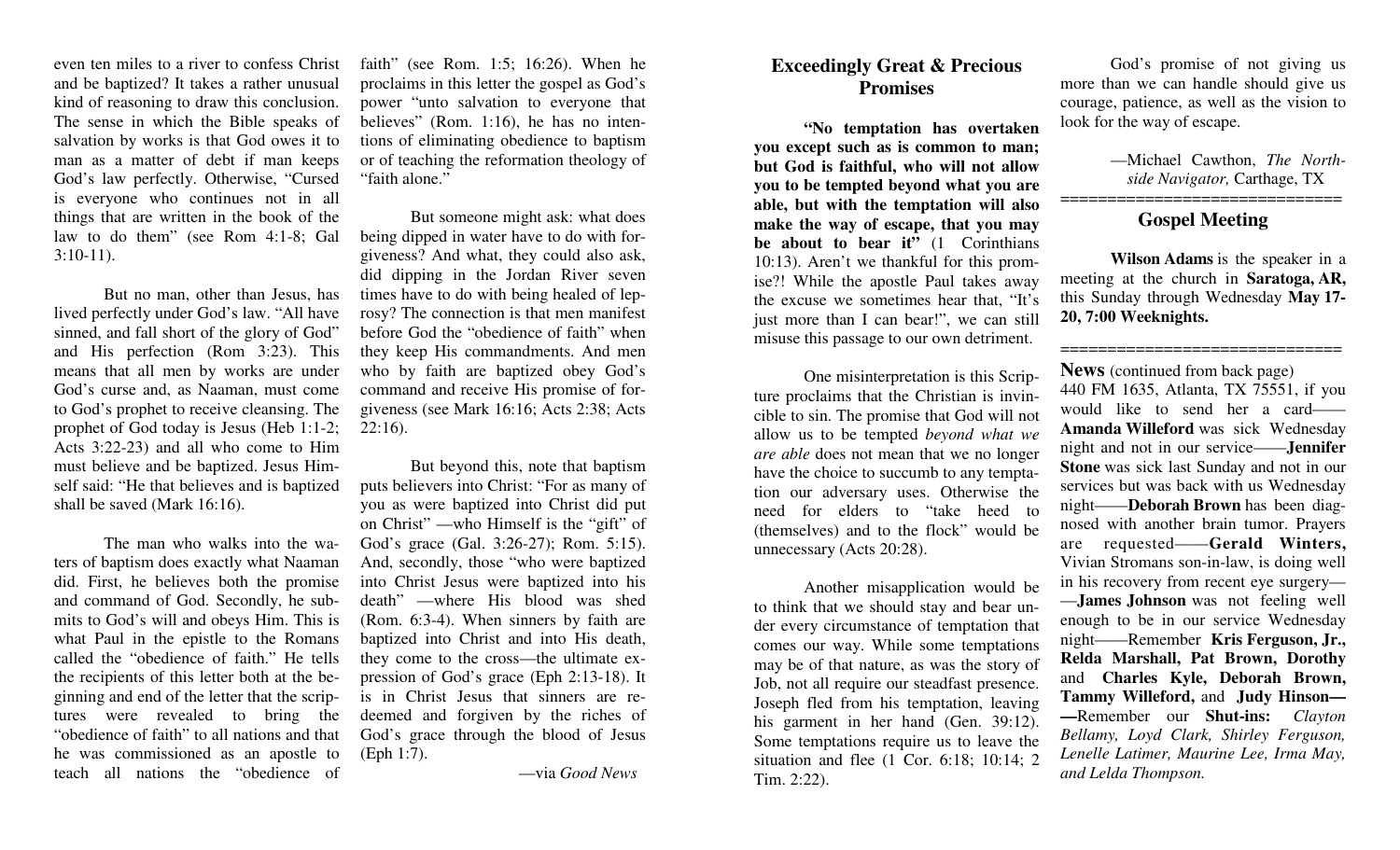even ten miles to a river to confess Christ and be baptized? It takes a rather unusual kind of reasoning to draw this conclusion. The sense in which the Bible speaks of salvation by works is that God owes it to man as a matter of debt if man keeps God's law perfectly. Otherwise, "Cursed is everyone who continues not in all things that are written in the book of the law to do them" (see Rom 4:1-8; Gal 3:10-11).

But no man, other than Jesus, has lived perfectly under God's law. "All have sinned, and fall short of the glory of God" and His perfection (Rom 3:23). This means that all men by works are under God's curse and, as Naaman, must come to God's prophet to receive cleansing. The prophet of God today is Jesus (Heb 1:1-2; Acts 3:22-23) and all who come to Him must believe and be baptized. Jesus Himself said: "He that believes and is baptized shall be saved (Mark 16:16).

The man who walks into the waters of baptism does exactly what Naaman did. First, he believes both the promise and command of God. Secondly, he submits to God's will and obeys Him. This is what Paul in the epistle to the Romans called the "obedience of faith." He tells the recipients of this letter both at the beginning and end of the letter that the scriptures were revealed to bring the "obedience of faith" to all nations and that he was commissioned as an apostle to teach all nations the "obedience of faith" (see Rom. 1:5; 16:26). When he proclaims in this letter the gospel as God's power "unto salvation to everyone that believes" (Rom. 1:16), he has no intentions of eliminating obedience to baptism or of teaching the reformation theology of "faith alone."

But someone might ask: what does being dipped in water have to do with forgiveness? And what, they could also ask, did dipping in the Jordan River seven times have to do with being healed of leprosy? The connection is that men manifest before God the "obedience of faith" when they keep His commandments. And men who by faith are baptized obey God's command and receive His promise of forgiveness (see Mark 16:16; Acts 2:38; Acts 22:16).

But beyond this, note that baptism puts believers into Christ: "For as many of you as were baptized into Christ did put on Christ" —who Himself is the "gift" of God's grace (Gal. 3:26-27); Rom. 5:15). And, secondly, those "who were baptized into Christ Jesus were baptized into his death" —where His blood was shed (Rom. 6:3-4). When sinners by faith are baptized into Christ and into His death, they come to the cross—the ultimate expression of God's grace (Eph 2:13-18). It is in Christ Jesus that sinners are redeemed and forgiven by the riches of God's grace through the blood of Jesus (Eph 1:7).

—via *Good News*

## Exceedingly Great & Precious Promises

**"No temptation has overtaken you except such as is common to man; but God is faithful, who will not allow you to be tempted beyond what you are able, but with the temptation will also make the way of escape, that you may be about to bear it"** (1 Corinthians 10:13). Aren't we thankful for this promise?! While the apostle Paul takes away the excuse we sometimes hear that, "It's just more than I can bear!", we can still misuse this passage to our own detriment.

One misinterpretation is this Scripture proclaims that the Christian is invincible to sin. The promise that God will not allow us to be tempted *beyond what we are able* does not mean that we no longer have the choice to succumb to any temptation our adversary uses. Otherwise the need for elders to "take heed to (themselves) and to the flock" would be unnecessary (Acts 20:28).

Another misapplication would be to think that we should stay and bear under every circumstance of temptation that comes our way. While some temptations may be of that nature, as was the story of Job, not all require our steadfast presence. Joseph fled from his temptation, leaving his garment in her hand (Gen. 39:12). Some temptations require us to leave the situation and flee (1 Cor. 6:18; 10:14; 2 Tim. 2:22).

God's promise of not giving us more than we can handle should give us courage, patience, as well as the vision to look for the way of escape.

—Michael Cawthon, *The Northside Navigator,* Carthage, TX

==============================

## Gospel Meeting

**Wilson Adams** is the speaker in a meeting at the church in **Saratoga, AR,** this Sunday through Wednesday **May 17-20, 7:00 Weeknights.**

==============================

**News** (continued from back page)
440 FM 1635, Atlanta, TX 75551, if you would like to send her a card——**Amanda Willeford** was sick Wednesday night and not in our service——**Jennifer Stone** was sick last Sunday and not in our services but was back with us Wednesday night——**Deborah Brown** has been diagnosed with another brain tumor. Prayers are requested——**Gerald Winters,** Vivian Stromans son-in-law, is doing well in his recovery from recent eye surgery——**James Johnson** was not feeling well enough to be in our service Wednesday night——Remember **Kris Ferguson, Jr., Relda Marshall, Pat Brown, Dorothy** and **Charles Kyle, Deborah Brown, Tammy Willeford,** and **Judy Hinson——**Remember our **Shut-ins:** *Clayton Bellamy, Loyd Clark, Shirley Ferguson, Lenelle Latimer, Maurine Lee, Irma May, and Lelda Thompson.*